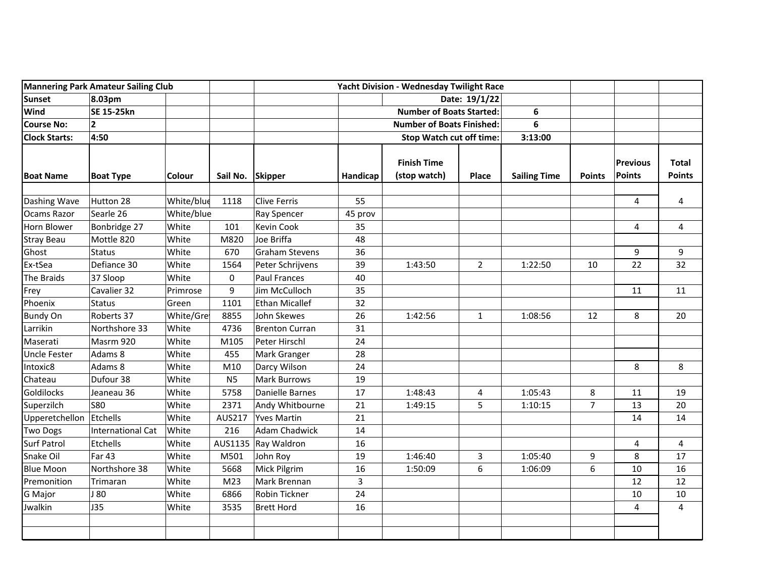| Mannering Park Amateur Sailing Club | | | | Yacht Division - Wednesday Twilight Race | | | | | | | |
|---|---|---|---|---|---|---|---|---|---|---|---|
| **Sunset** | **8.03pm** | | | | | | | | | | |
| **Wind** | **SE 15-25kn** | | | | | | **Date: 19/1/22** | | | | |
| **Course No:** | **2** | | | | | | **Number of Boats Started:** | **6** | | | |
| **Clock Starts:** | **4:50** | | | | | | **Number of Boats Finished:** | **6** | | | |
| | | | | | | | **Stop Watch cut off time:** | **3:13:00** | | | |
| **Boat Name** | **Boat Type** | **Colour** | **Sail No.** | **Skipper** | **Handicap** | **Finish Time (stop watch)** | **Place** | **Sailing Time** | **Points** | **Previous Points** | **Total Points** |
| Dashing Wave | Hutton 28 | White/blue | 1118 | Clive Ferris | 55 | | | | | 4 | 4 |
| Ocams Razor | Searle 26 | White/blue | | Ray Spencer | 45 prov | | | | | | |
| Horn Blower | Bonbridge 27 | White | 101 | Kevin Cook | 35 | | | | | 4 | 4 |
| Stray Beau | Mottle 820 | White | M820 | Joe Briffa | 48 | | | | | | |
| Ghost | Status | White | 670 | Graham Stevens | 36 | | | | | 9 | 9 |
| Ex-tSea | Defiance 30 | White | 1564 | Peter Schrijvens | 39 | 1:43:50 | 2 | 1:22:50 | 10 | 22 | 32 |
| The Braids | 37 Sloop | White | 0 | Paul Frances | 40 | | | | | | |
| Frey | Cavalier 32 | Primrose | 9 | Jim McCulloch | 35 | | | | | 11 | 11 |
| Phoenix | Status | Green | 1101 | Ethan Micallef | 32 | | | | | | |
| Bundy On | Roberts 37 | White/Grey | 8855 | John Skewes | 26 | 1:42:56 | 1 | 1:08:56 | 12 | 8 | 20 |
| Larrikin | Northshore 33 | White | 4736 | Brenton Curran | 31 | | | | | | |
| Maserati | Masrm 920 | White | M105 | Peter Hirschl | 24 | | | | | | |
| Uncle Fester | Adams 8 | White | 455 | Mark Granger | 28 | | | | | | |
| Intoxic8 | Adams 8 | White | M10 | Darcy Wilson | 24 | | | | | 8 | 8 |
| Chateau | Dufour 38 | White | N5 | Mark Burrows | 19 | | | | | | |
| Goldilocks | Jeaneau 36 | White | 5758 | Danielle Barnes | 17 | 1:48:43 | 4 | 1:05:43 | 8 | 11 | 19 |
| Superzilch | S80 | White | 2371 | Andy Whitbourne | 21 | 1:49:15 | 5 | 1:10:15 | 7 | 13 | 20 |
| Upperetchellon | Etchells | White | AUS217 | Yves Martin | 21 | | | | | 14 | 14 |
| Two Dogs | International Cat | White | 216 | Adam Chadwick | 14 | | | | | | |
| Surf Patrol | Etchells | White | AUS1135 | Ray Waldron | 16 | | | | | 4 | 4 |
| Snake Oil | Far 43 | White | M501 | John Roy | 19 | 1:46:40 | 3 | 1:05:40 | 9 | 8 | 17 |
| Blue Moon | Northshore 38 | White | 5668 | Mick Pilgrim | 16 | 1:50:09 | 6 | 1:06:09 | 6 | 10 | 16 |
| Premonition | Trimaran | White | M23 | Mark Brennan | 3 | | | | | 12 | 12 |
| G Major | J 80 | White | 6866 | Robin Tickner | 24 | | | | | 10 | 10 |
| Jwalkin | J35 | White | 3535 | Brett Hord | 16 | | | | | 4 | 4 |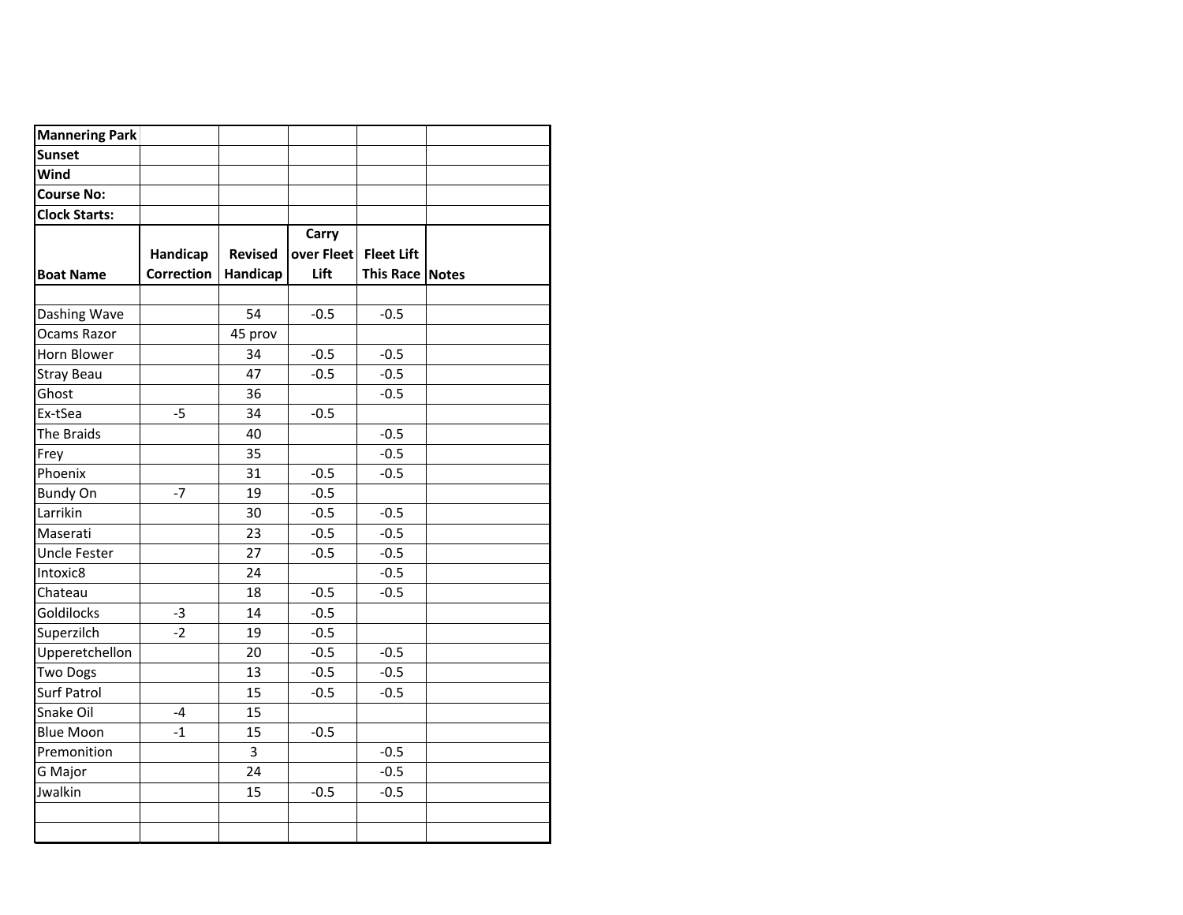| | | | | | |
|---|---|---|---|---|---|
| **Mannering Park** | | | | | |
| **Sunset** | | | | | |
| **Wind** | | | | | |
| **Course No:** | | | | | |
| **Clock Starts:** | | | | | |
| **Boat Name** | **Handicap Correction** | **Revised Handicap** | **Carry over Fleet Lift** | **Fleet Lift This Race** | **Notes** |
| | | | | | |
| Dashing Wave | | 54 | -0.5 | -0.5 | |
| Ocams Razor | | 45 prov | | | |
| Horn Blower | | 34 | -0.5 | -0.5 | |
| Stray Beau | | 47 | -0.5 | -0.5 | |
| Ghost | | 36 | | -0.5 | |
| Ex-tSea | -5 | 34 | -0.5 | | |
| The Braids | | 40 | | -0.5 | |
| Frey | | 35 | | -0.5 | |
| Phoenix | | 31 | -0.5 | -0.5 | |
| Bundy On | -7 | 19 | -0.5 | | |
| Larrikin | | 30 | -0.5 | -0.5 | |
| Maserati | | 23 | -0.5 | -0.5 | |
| Uncle Fester | | 27 | -0.5 | -0.5 | |
| Intoxic8 | | 24 | | -0.5 | |
| Chateau | | 18 | -0.5 | -0.5 | |
| Goldilocks | -3 | 14 | -0.5 | | |
| Superzilch | -2 | 19 | -0.5 | | |
| Upperetchellon | | 20 | -0.5 | -0.5 | |
| Two Dogs | | 13 | -0.5 | -0.5 | |
| Surf Patrol | | 15 | -0.5 | -0.5 | |
| Snake Oil | -4 | 15 | | | |
| Blue Moon | -1 | 15 | -0.5 | | |
| Premonition | | 3 | | -0.5 | |
| G Major | | 24 | | -0.5 | |
| Jwalkin | | 15 | -0.5 | -0.5 | |
| | | | | | |
| | | | | | |